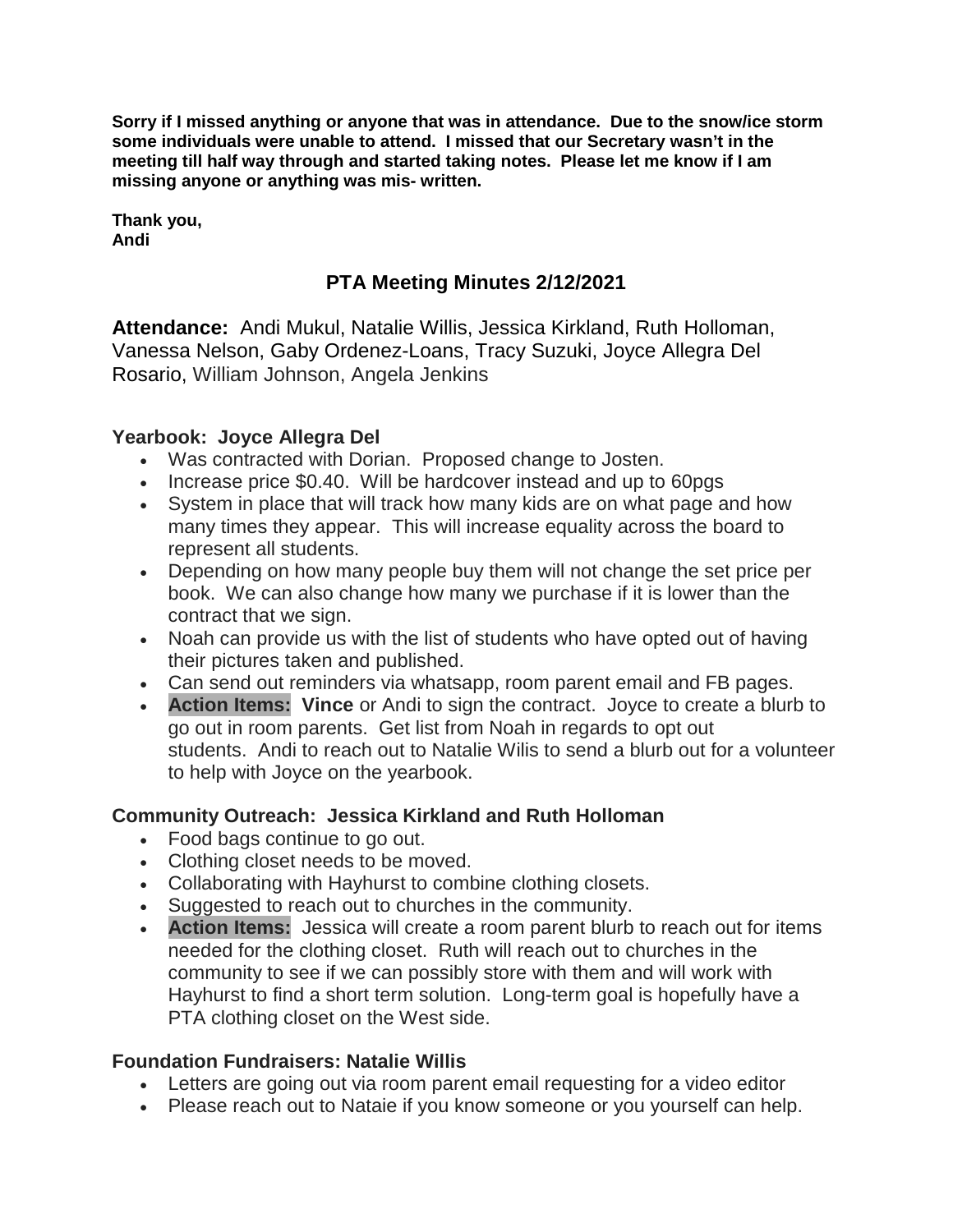**Sorry if I missed anything or anyone that was in attendance. Due to the snow/ice storm some individuals were unable to attend. I missed that our Secretary wasn't in the meeting till half way through and started taking notes. Please let me know if I am missing anyone or anything was mis- written.**

**Thank you,**
**Andi**

# PTA Meeting Minutes 2/12/2021

**Attendance:** Andi Mukul, Natalie Willis, Jessica Kirkland, Ruth Holloman, Vanessa Nelson, Gaby Ordenez-Loans, Tracy Suzuki, Joyce Allegra Del Rosario, William Johnson, Angela Jenkins

### Yearbook: Joyce Allegra Del

- Was contracted with Dorian. Proposed change to Josten.
- Increase price $0.40. Will be hardcover instead and up to 60pgs
- System in place that will track how many kids are on what page and how many times they appear. This will increase equality across the board to represent all students.
- Depending on how many people buy them will not change the set price per book. We can also change how many we purchase if it is lower than the contract that we sign.
- Noah can provide us with the list of students who have opted out of having their pictures taken and published.
- Can send out reminders via whatsapp, room parent email and FB pages.
- **Action Items:** **Vince** or Andi to sign the contract. Joyce to create a blurb to go out in room parents. Get list from Noah in regards to opt out students. Andi to reach out to Natalie Wilis to send a blurb out for a volunteer to help with Joyce on the yearbook.

### Community Outreach: Jessica Kirkland and Ruth Holloman

- Food bags continue to go out.
- Clothing closet needs to be moved.
- Collaborating with Hayhurst to combine clothing closets.
- Suggested to reach out to churches in the community.
- **Action Items:** Jessica will create a room parent blurb to reach out for items needed for the clothing closet. Ruth will reach out to churches in the community to see if we can possibly store with them and will work with Hayhurst to find a short term solution. Long-term goal is hopefully have a PTA clothing closet on the West side.

### Foundation Fundraisers: Natalie Willis

- Letters are going out via room parent email requesting for a video editor
- Please reach out to Nataie if you know someone or you yourself can help.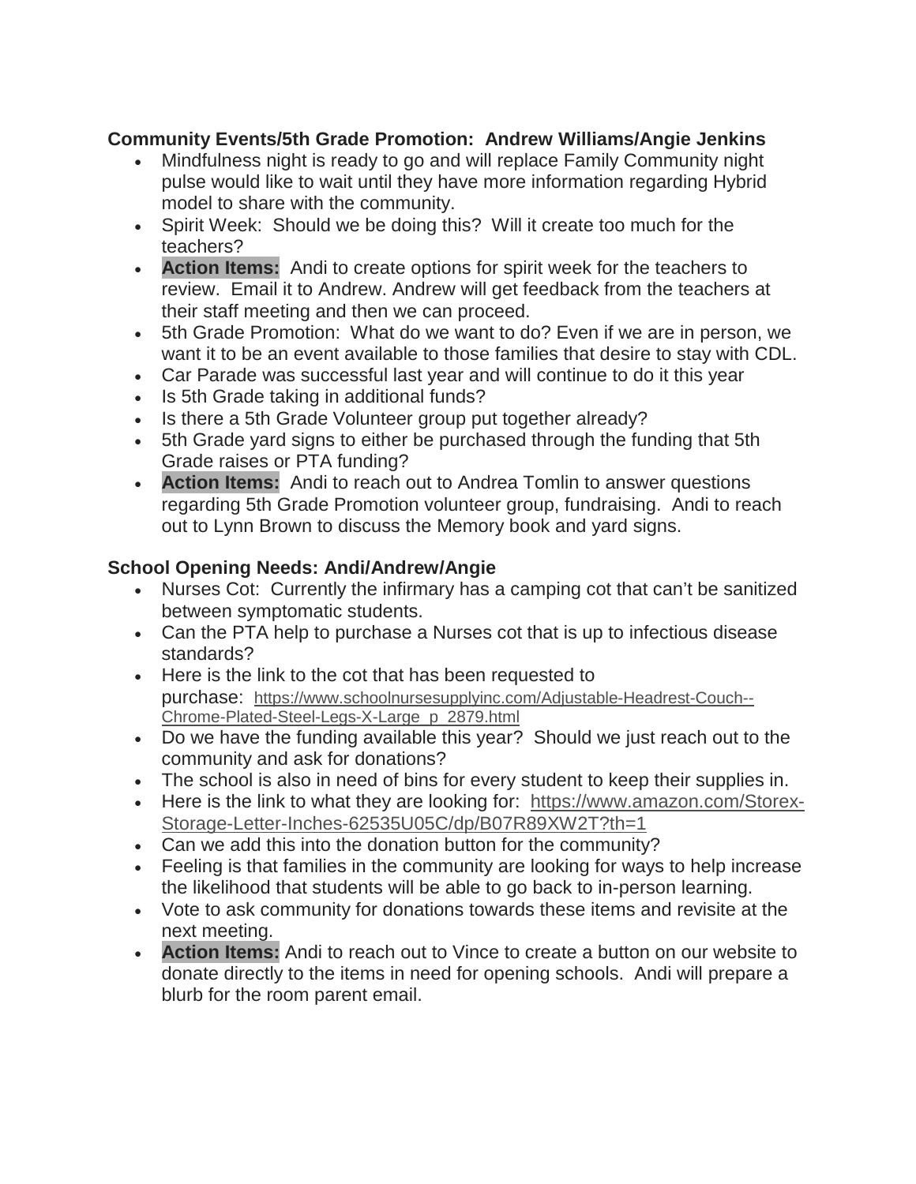**Community Events/5th Grade Promotion: Andrew Williams/Angie Jenkins**

- Mindfulness night is ready to go and will replace Family Community night pulse would like to wait until they have more information regarding Hybrid model to share with the community.
- Spirit Week: Should we be doing this? Will it create too much for the teachers?
- **Action Items:** Andi to create options for spirit week for the teachers to review. Email it to Andrew. Andrew will get feedback from the teachers at their staff meeting and then we can proceed.
- 5th Grade Promotion: What do we want to do? Even if we are in person, we want it to be an event available to those families that desire to stay with CDL.
- Car Parade was successful last year and will continue to do it this year
- Is 5th Grade taking in additional funds?
- Is there a 5th Grade Volunteer group put together already?
- 5th Grade yard signs to either be purchased through the funding that 5th Grade raises or PTA funding?
- **Action Items:** Andi to reach out to Andrea Tomlin to answer questions regarding 5th Grade Promotion volunteer group, fundraising. Andi to reach out to Lynn Brown to discuss the Memory book and yard signs.

**School Opening Needs: Andi/Andrew/Angie**

- Nurses Cot: Currently the infirmary has a camping cot that can't be sanitized between symptomatic students.
- Can the PTA help to purchase a Nurses cot that is up to infectious disease standards?
- Here is the link to the cot that has been requested to purchase: https://www.schoolnursesupplyinc.com/Adjustable-Headrest-Couch--Chrome-Plated-Steel-Legs-X-Large_p_2879.html
- Do we have the funding available this year? Should we just reach out to the community and ask for donations?
- The school is also in need of bins for every student to keep their supplies in.
- Here is the link to what they are looking for: https://www.amazon.com/Storex-Storage-Letter-Inches-62535U05C/dp/B07R89XW2T?th=1
- Can we add this into the donation button for the community?
- Feeling is that families in the community are looking for ways to help increase the likelihood that students will be able to go back to in-person learning.
- Vote to ask community for donations towards these items and revisite at the next meeting.
- **Action Items:** Andi to reach out to Vince to create a button on our website to donate directly to the items in need for opening schools. Andi will prepare a blurb for the room parent email.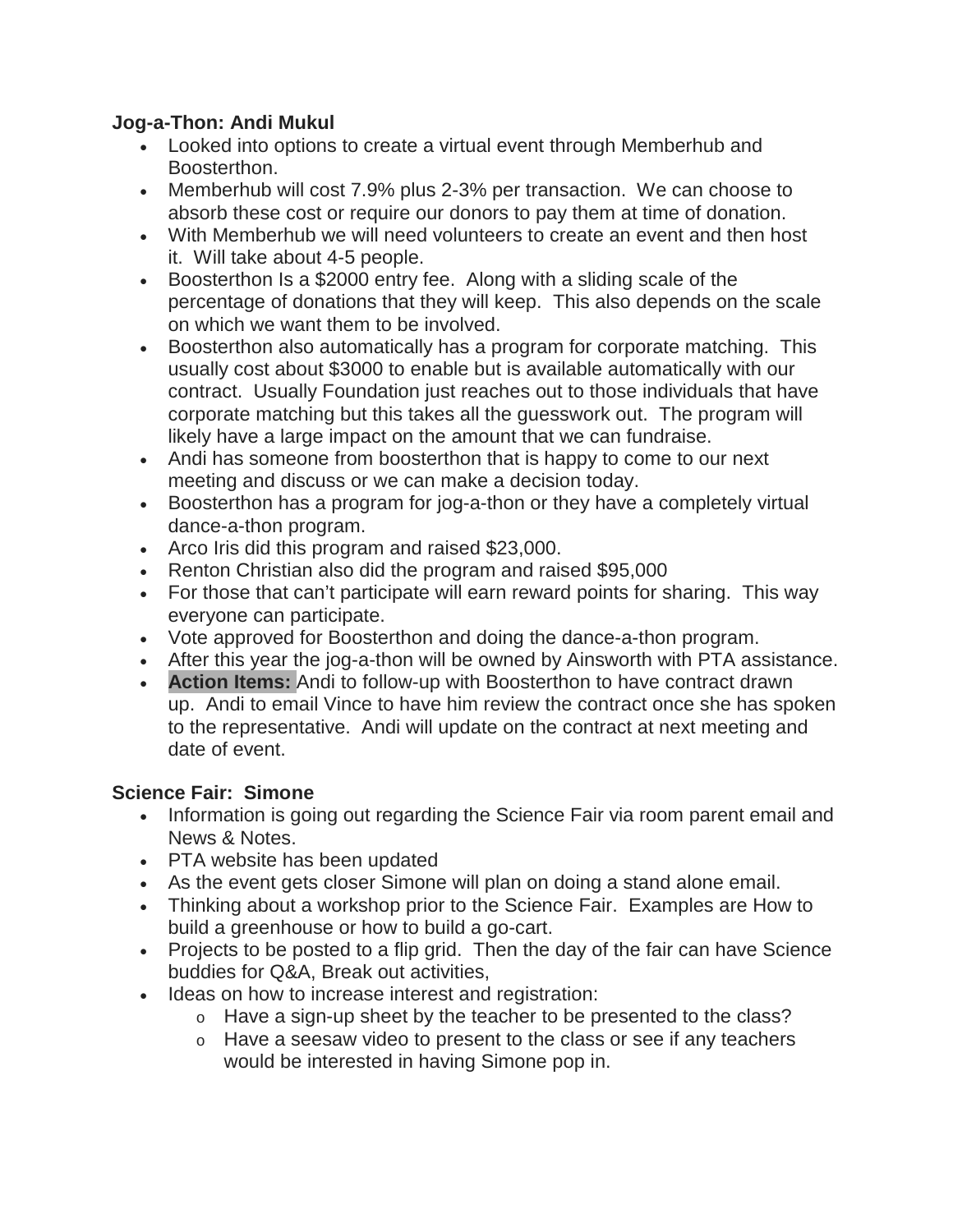**Jog-a-Thon: Andi Mukul**

- Looked into options to create a virtual event through Memberhub and Boosterthon.
- Memberhub will cost 7.9% plus 2-3% per transaction. We can choose to absorb these cost or require our donors to pay them at time of donation.
- With Memberhub we will need volunteers to create an event and then host it. Will take about 4-5 people.
- Boosterthon Is a $2000 entry fee. Along with a sliding scale of the percentage of donations that they will keep. This also depends on the scale on which we want them to be involved.
- Boosterthon also automatically has a program for corporate matching. This usually cost about $3000 to enable but is available automatically with our contract. Usually Foundation just reaches out to those individuals that have corporate matching but this takes all the guesswork out. The program will likely have a large impact on the amount that we can fundraise.
- Andi has someone from boosterthon that is happy to come to our next meeting and discuss or we can make a decision today.
- Boosterthon has a program for jog-a-thon or they have a completely virtual dance-a-thon program.
- Arco Iris did this program and raised $23,000.
- Renton Christian also did the program and raised $95,000
- For those that can't participate will earn reward points for sharing. This way everyone can participate.
- Vote approved for Boosterthon and doing the dance-a-thon program.
- After this year the jog-a-thon will be owned by Ainsworth with PTA assistance.
- **Action Items:** Andi to follow-up with Boosterthon to have contract drawn up. Andi to email Vince to have him review the contract once she has spoken to the representative. Andi will update on the contract at next meeting and date of event.

**Science Fair: Simone**

- Information is going out regarding the Science Fair via room parent email and News & Notes.
- PTA website has been updated
- As the event gets closer Simone will plan on doing a stand alone email.
- Thinking about a workshop prior to the Science Fair. Examples are How to build a greenhouse or how to build a go-cart.
- Projects to be posted to a flip grid. Then the day of the fair can have Science buddies for Q&A, Break out activities,
- Ideas on how to increase interest and registration:
  - Have a sign-up sheet by the teacher to be presented to the class?
  - Have a seesaw video to present to the class or see if any teachers would be interested in having Simone pop in.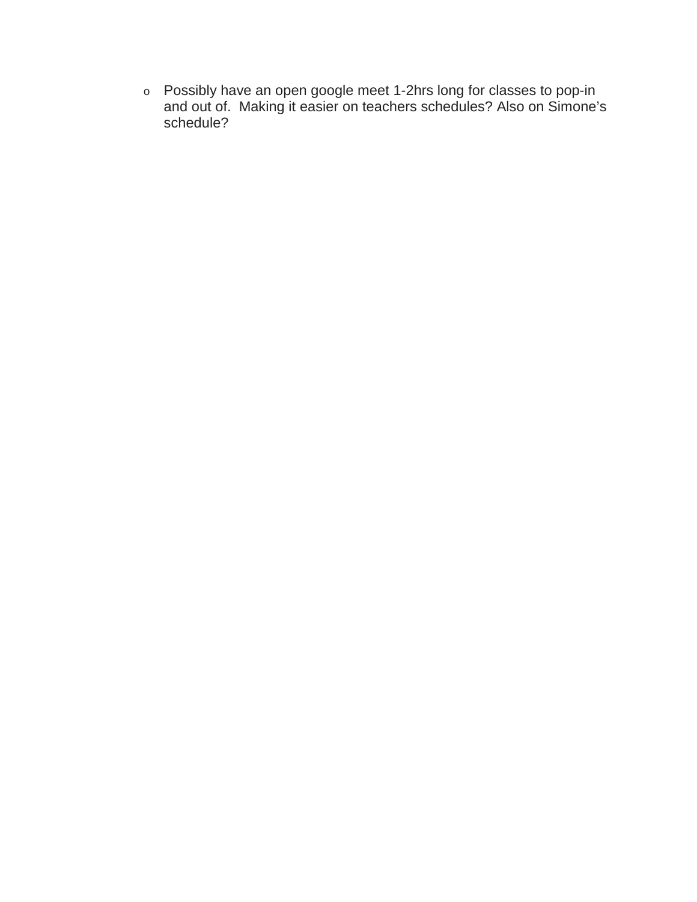- Possibly have an open google meet 1-2hrs long for classes to pop-in and out of.  Making it easier on teachers schedules? Also on Simone's schedule?